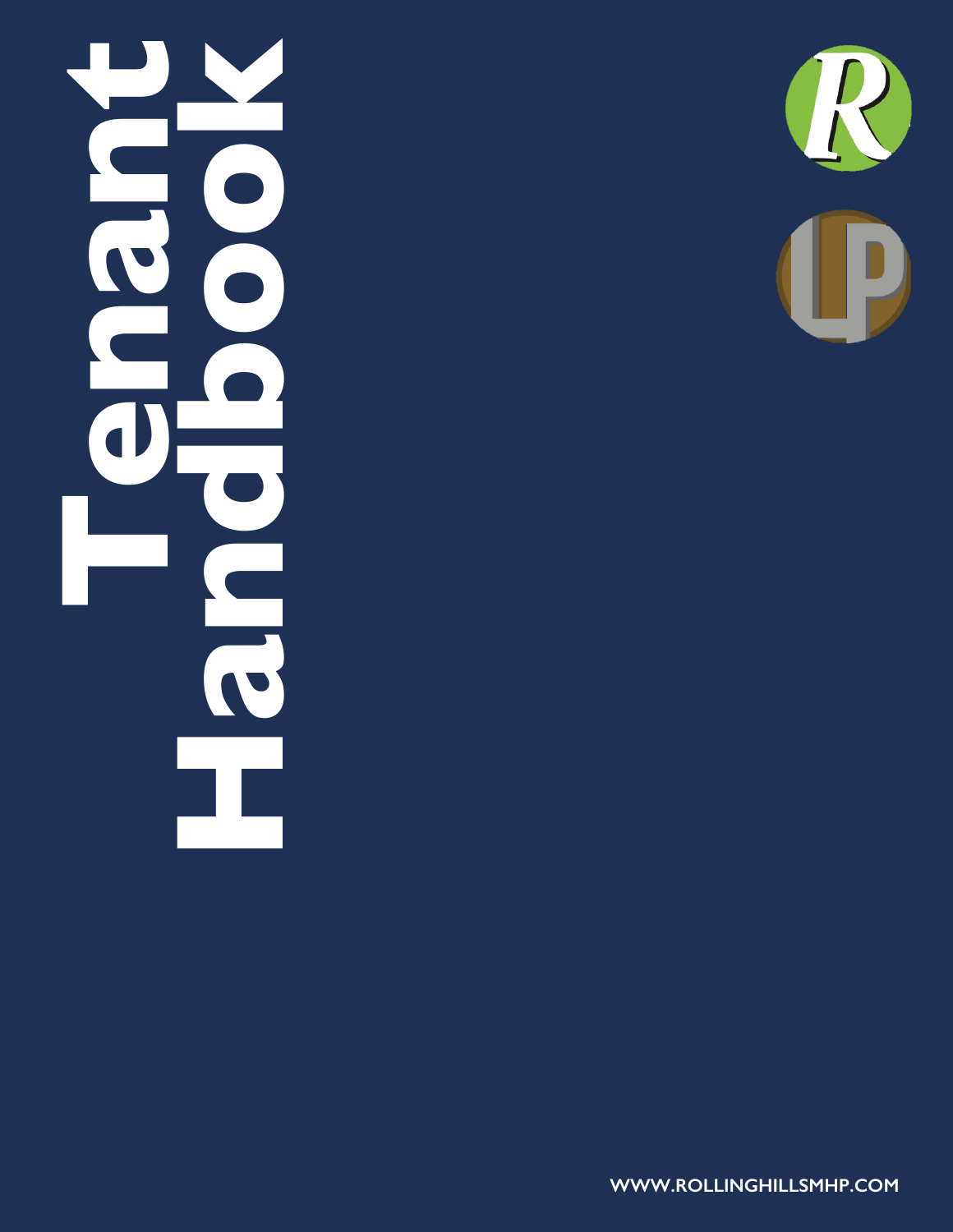# Tenant Handbook

WWW.ROLLINGHILLSMHP.COM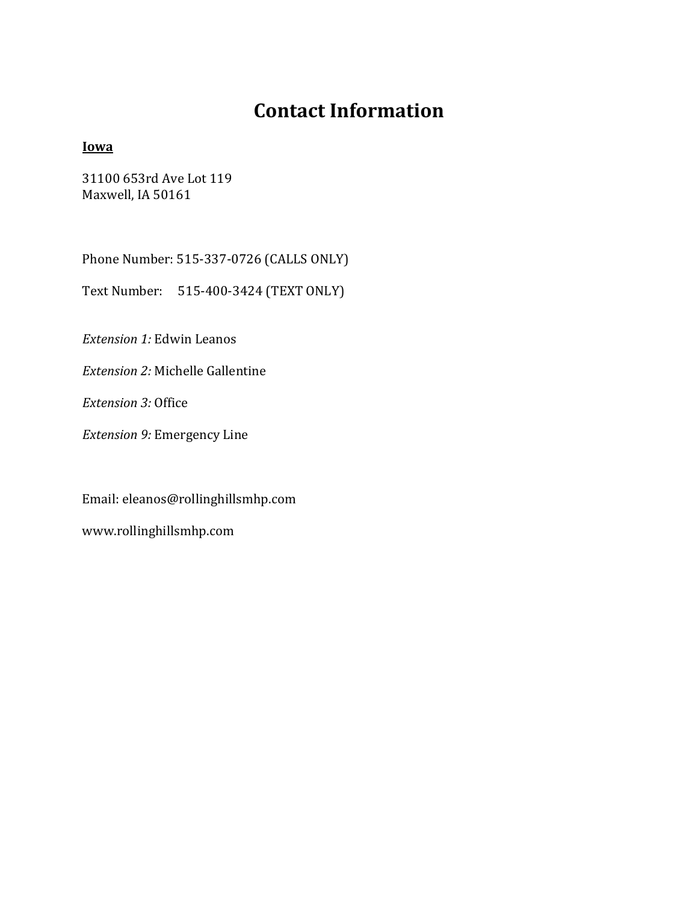# Contact Information

**<u>Iowa</u>**

31100 653rd Ave Lot 119
Maxwell, IA 50161

Phone Number: 515-337-0726 (CALLS ONLY)

Text Number: 515-400-3424 (TEXT ONLY)

*Extension 1:* Edwin Leanos

*Extension 2:* Michelle Gallentine

*Extension 3:* Office

*Extension 9:* Emergency Line

Email: eleanos@rollinghillsmhp.com

www.rollinghillsmhp.com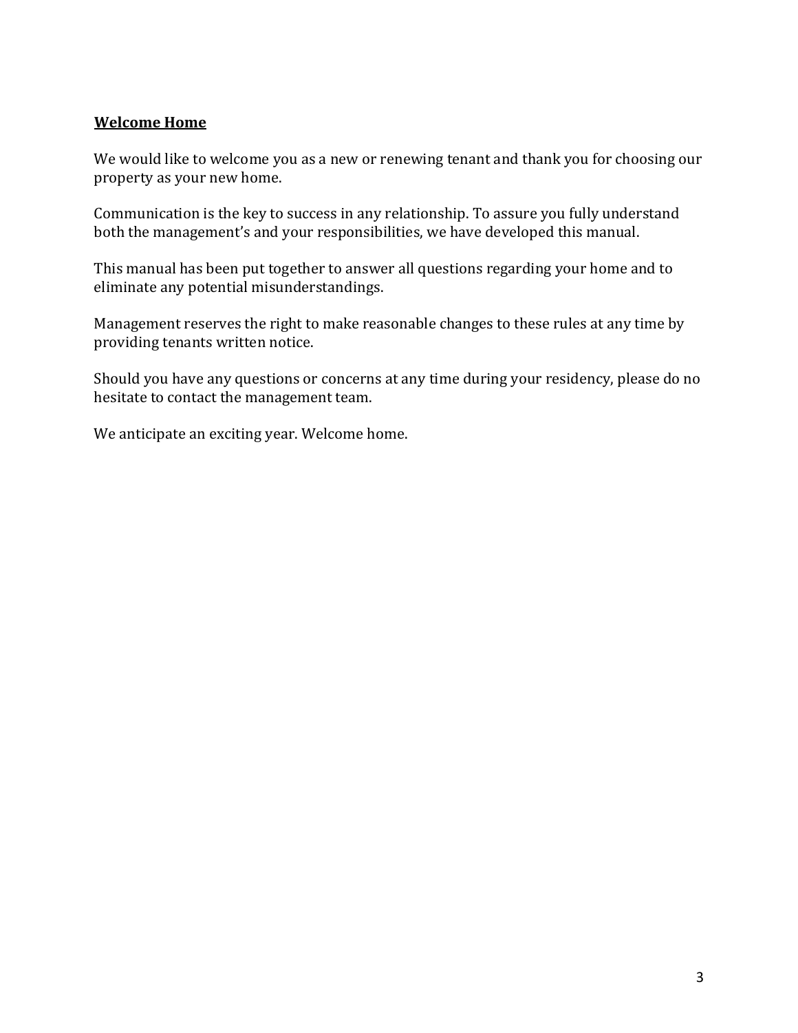## Welcome Home

We would like to welcome you as a new or renewing tenant and thank you for choosing our property as your new home.

Communication is the key to success in any relationship. To assure you fully understand both the management's and your responsibilities, we have developed this manual.

This manual has been put together to answer all questions regarding your home and to eliminate any potential misunderstandings.

Management reserves the right to make reasonable changes to these rules at any time by providing tenants written notice.

Should you have any questions or concerns at any time during your residency, please do no hesitate to contact the management team.

We anticipate an exciting year. Welcome home.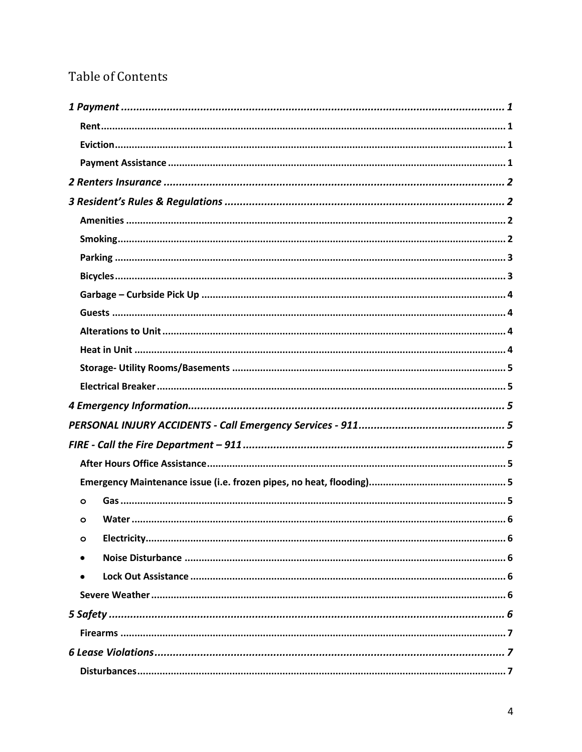# Table of Contents

*1 Payment* ..... 1

- **Rent** ..... 1
- **Eviction** ..... 1
- **Payment Assistance** ..... 1

*2 Renters Insurance* ..... 2

*3 Resident's Rules & Regulations* ..... 2

- **Amenities** ..... 2
- **Smoking** ..... 2
- **Parking** ..... 3
- **Bicycles** ..... 3
- **Garbage – Curbside Pick Up** ..... 4
- **Guests** ..... 4
- **Alterations to Unit** ..... 4
- **Heat in Unit** ..... 4
- **Storage- Utility Rooms/Basements** ..... 5
- **Electrical Breaker** ..... 5

*4 Emergency Information* ..... 5

*PERSONAL INJURY ACCIDENTS - Call Emergency Services - 911* ..... 5

*FIRE - Call the Fire Department – 911* ..... 5

- **After Hours Office Assistance** ..... 5
- **Emergency Maintenance issue (i.e. frozen pipes, no heat, flooding)** ..... 5
  - **Gas** ..... 5
  - **Water** ..... 6
  - **Electricity** ..... 6
  - **Noise Disturbance** ..... 6
  - **Lock Out Assistance** ..... 6
- **Severe Weather** ..... 6

*5 Safety* ..... 6

- **Firearms** ..... 7

*6 Lease Violations* ..... 7

- **Disturbances** ..... 7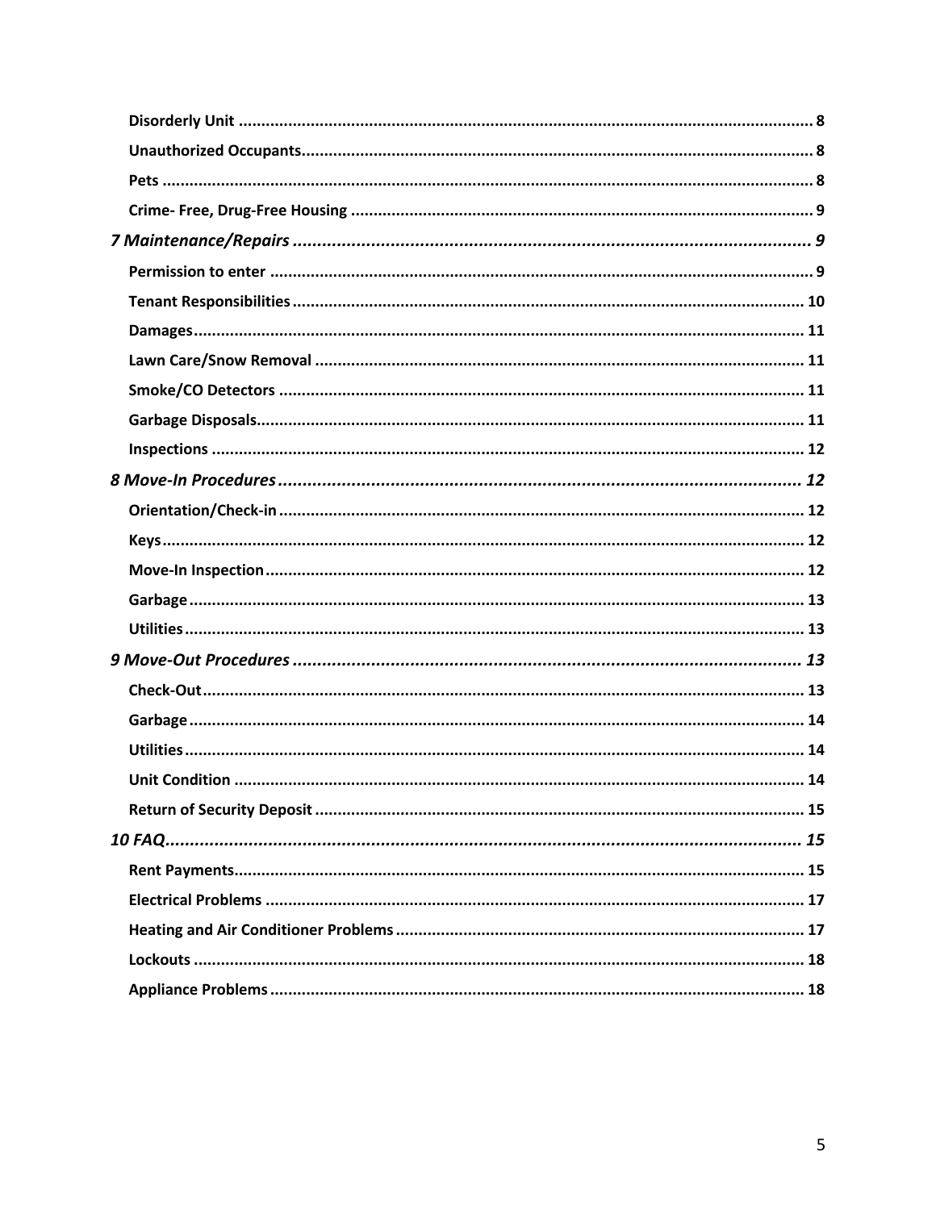**Disorderly Unit** ............................................................ 8

**Unauthorized Occupants** ............................................................ 8

**Pets** ............................................................ 8

**Crime- Free, Drug-Free Housing** ............................................................ 9

*7 Maintenance/Repairs* ............................................................ *9*

**Permission to enter** ............................................................ 9

**Tenant Responsibilities** ............................................................ 10

**Damages** ............................................................ 11

**Lawn Care/Snow Removal** ............................................................ 11

**Smoke/CO Detectors** ............................................................ 11

**Garbage Disposals** ............................................................ 11

**Inspections** ............................................................ 12

*8 Move-In Procedures* ............................................................ *12*

**Orientation/Check-in** ............................................................ 12

**Keys** ............................................................ 12

**Move-In Inspection** ............................................................ 12

**Garbage** ............................................................ 13

**Utilities** ............................................................ 13

*9 Move-Out Procedures* ............................................................ *13*

**Check-Out** ............................................................ 13

**Garbage** ............................................................ 14

**Utilities** ............................................................ 14

**Unit Condition** ............................................................ 14

**Return of Security Deposit** ............................................................ 15

*10 FAQ* ............................................................ *15*

**Rent Payments** ............................................................ 15

**Electrical Problems** ............................................................ 17

**Heating and Air Conditioner Problems** ............................................................ 17

**Lockouts** ............................................................ 18

**Appliance Problems** ............................................................ 18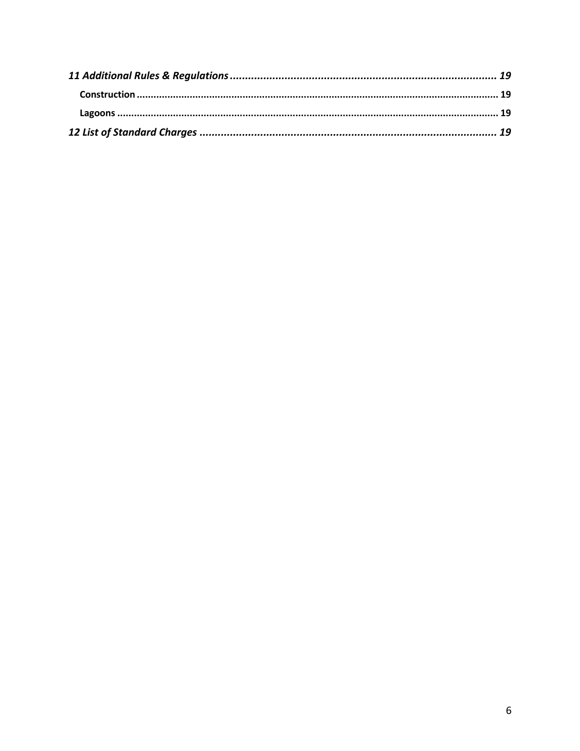*11 Additional Rules & Regulations* ........................................................................................ *19*

**Construction** .................................................................................................................................. 19

**Lagoons** ........................................................................................................................................ 19

*12 List of Standard Charges* .................................................................................................. *19*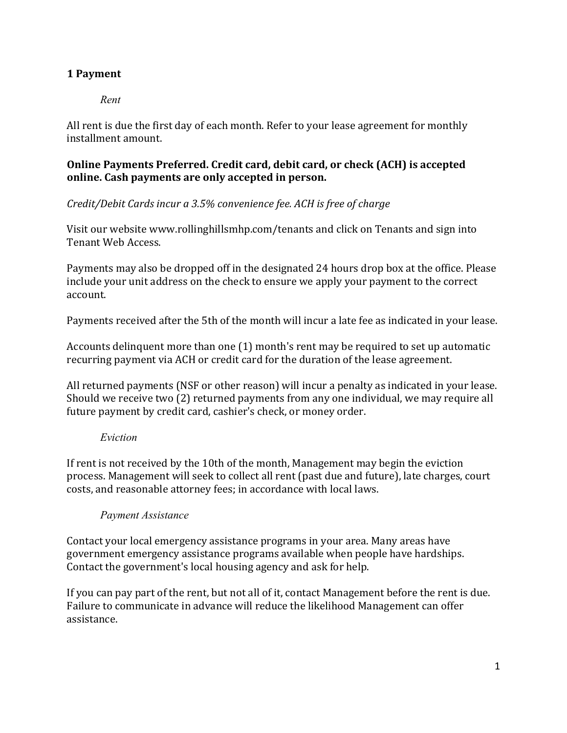## 1 Payment

### *Rent*

All rent is due the first day of each month. Refer to your lease agreement for monthly installment amount.

**Online Payments Preferred. Credit card, debit card, or check (ACH) is accepted online. Cash payments are only accepted in person.**

*Credit/Debit Cards incur a 3.5% convenience fee. ACH is free of charge*

Visit our website www.rollinghillsmhp.com/tenants and click on Tenants and sign into Tenant Web Access.

Payments may also be dropped off in the designated 24 hours drop box at the office. Please include your unit address on the check to ensure we apply your payment to the correct account.

Payments received after the 5th of the month will incur a late fee as indicated in your lease.

Accounts delinquent more than one (1) month's rent may be required to set up automatic recurring payment via ACH or credit card for the duration of the lease agreement.

All returned payments (NSF or other reason) will incur a penalty as indicated in your lease. Should we receive two (2) returned payments from any one individual, we may require all future payment by credit card, cashier's check, or money order.

### *Eviction*

If rent is not received by the 10th of the month, Management may begin the eviction process. Management will seek to collect all rent (past due and future), late charges, court costs, and reasonable attorney fees; in accordance with local laws.

### *Payment Assistance*

Contact your local emergency assistance programs in your area. Many areas have government emergency assistance programs available when people have hardships. Contact the government's local housing agency and ask for help.

If you can pay part of the rent, but not all of it, contact Management before the rent is due. Failure to communicate in advance will reduce the likelihood Management can offer assistance.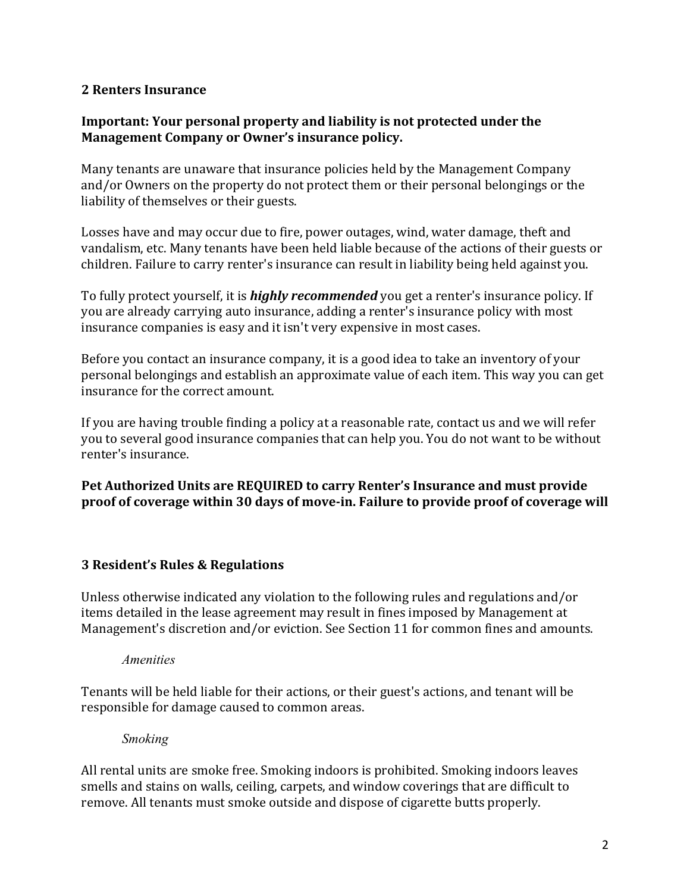## 2 Renters Insurance

**Important: Your personal property and liability is not protected under the Management Company or Owner's insurance policy.**

Many tenants are unaware that insurance policies held by the Management Company and/or Owners on the property do not protect them or their personal belongings or the liability of themselves or their guests.

Losses have and may occur due to fire, power outages, wind, water damage, theft and vandalism, etc. Many tenants have been held liable because of the actions of their guests or children. Failure to carry renter's insurance can result in liability being held against you.

To fully protect yourself, it is ***highly recommended*** you get a renter's insurance policy. If you are already carrying auto insurance, adding a renter's insurance policy with most insurance companies is easy and it isn't very expensive in most cases.

Before you contact an insurance company, it is a good idea to take an inventory of your personal belongings and establish an approximate value of each item. This way you can get insurance for the correct amount.

If you are having trouble finding a policy at a reasonable rate, contact us and we will refer you to several good insurance companies that can help you. You do not want to be without renter's insurance.

**Pet Authorized Units are REQUIRED to carry Renter's Insurance and must provide proof of coverage within 30 days of move-in. Failure to provide proof of coverage will**

## 3 Resident's Rules & Regulations

Unless otherwise indicated any violation to the following rules and regulations and/or items detailed in the lease agreement may result in fines imposed by Management at Management's discretion and/or eviction. See Section 11 for common fines and amounts.

*Amenities*

Tenants will be held liable for their actions, or their guest's actions, and tenant will be responsible for damage caused to common areas.

*Smoking*

All rental units are smoke free. Smoking indoors is prohibited. Smoking indoors leaves smells and stains on walls, ceiling, carpets, and window coverings that are difficult to remove. All tenants must smoke outside and dispose of cigarette butts properly.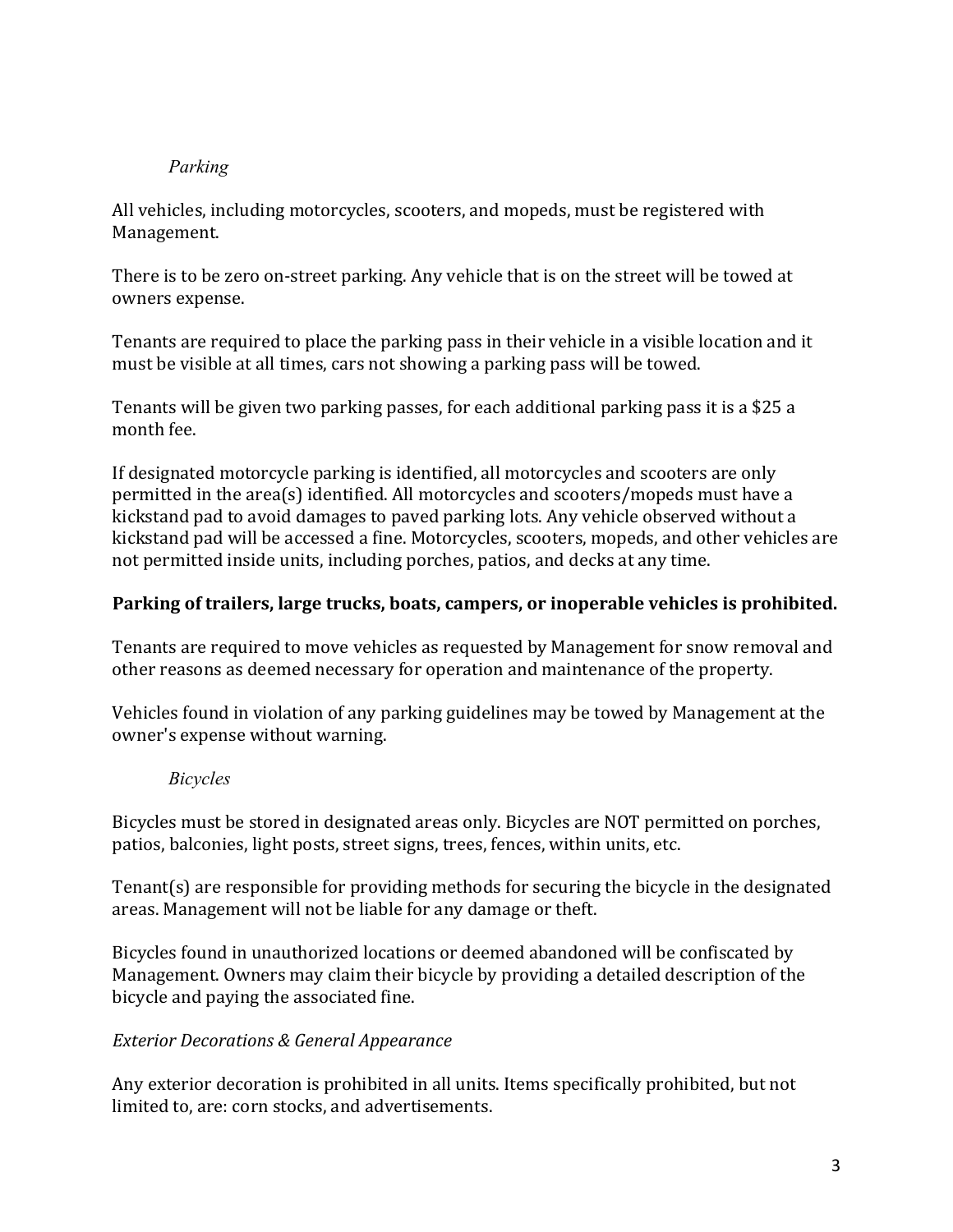### *Parking*

All vehicles, including motorcycles, scooters, and mopeds, must be registered with Management.

There is to be zero on-street parking. Any vehicle that is on the street will be towed at owners expense.

Tenants are required to place the parking pass in their vehicle in a visible location and it must be visible at all times, cars not showing a parking pass will be towed.

Tenants will be given two parking passes, for each additional parking pass it is a $25 a month fee.

If designated motorcycle parking is identified, all motorcycles and scooters are only permitted in the area(s) identified. All motorcycles and scooters/mopeds must have a kickstand pad to avoid damages to paved parking lots. Any vehicle observed without a kickstand pad will be accessed a fine. Motorcycles, scooters, mopeds, and other vehicles are not permitted inside units, including porches, patios, and decks at any time.

**Parking of trailers, large trucks, boats, campers, or inoperable vehicles is prohibited.**

Tenants are required to move vehicles as requested by Management for snow removal and other reasons as deemed necessary for operation and maintenance of the property.

Vehicles found in violation of any parking guidelines may be towed by Management at the owner's expense without warning.

### *Bicycles*

Bicycles must be stored in designated areas only. Bicycles are NOT permitted on porches, patios, balconies, light posts, street signs, trees, fences, within units, etc.

Tenant(s) are responsible for providing methods for securing the bicycle in the designated areas. Management will not be liable for any damage or theft.

Bicycles found in unauthorized locations or deemed abandoned will be confiscated by Management. Owners may claim their bicycle by providing a detailed description of the bicycle and paying the associated fine.

### *Exterior Decorations & General Appearance*

Any exterior decoration is prohibited in all units. Items specifically prohibited, but not limited to, are: corn stocks, and advertisements.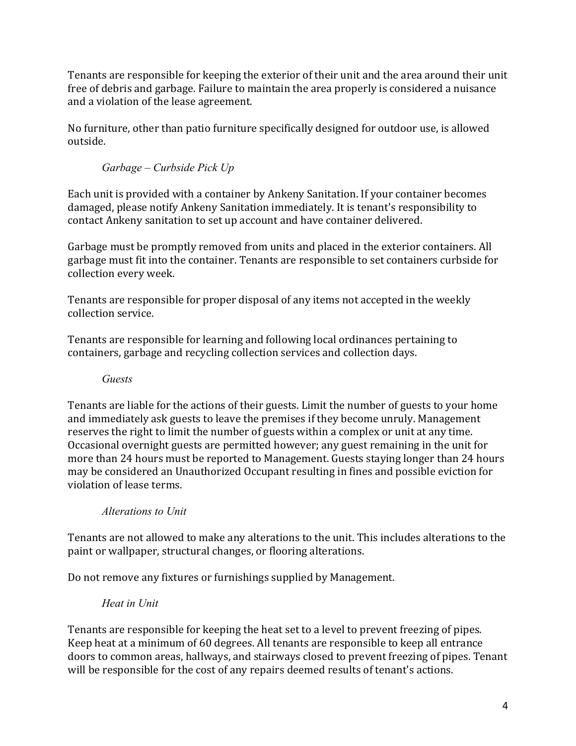Tenants are responsible for keeping the exterior of their unit and the area around their unit free of debris and garbage. Failure to maintain the area properly is considered a nuisance and a violation of the lease agreement.

No furniture, other than patio furniture specifically designed for outdoor use, is allowed outside.

### *Garbage – Curbside Pick Up*

Each unit is provided with a container by Ankeny Sanitation. If your container becomes damaged, please notify Ankeny Sanitation immediately. It is tenant's responsibility to contact Ankeny sanitation to set up account and have container delivered.

Garbage must be promptly removed from units and placed in the exterior containers. All garbage must fit into the container. Tenants are responsible to set containers curbside for collection every week.

Tenants are responsible for proper disposal of any items not accepted in the weekly collection service.

Tenants are responsible for learning and following local ordinances pertaining to containers, garbage and recycling collection services and collection days.

### *Guests*

Tenants are liable for the actions of their guests. Limit the number of guests to your home and immediately ask guests to leave the premises if they become unruly. Management reserves the right to limit the number of guests within a complex or unit at any time. Occasional overnight guests are permitted however; any guest remaining in the unit for more than 24 hours must be reported to Management. Guests staying longer than 24 hours may be considered an Unauthorized Occupant resulting in fines and possible eviction for violation of lease terms.

### *Alterations to Unit*

Tenants are not allowed to make any alterations to the unit. This includes alterations to the paint or wallpaper, structural changes, or flooring alterations.

Do not remove any fixtures or furnishings supplied by Management.

### *Heat in Unit*

Tenants are responsible for keeping the heat set to a level to prevent freezing of pipes. Keep heat at a minimum of 60 degrees. All tenants are responsible to keep all entrance doors to common areas, hallways, and stairways closed to prevent freezing of pipes. Tenant will be responsible for the cost of any repairs deemed results of tenant's actions.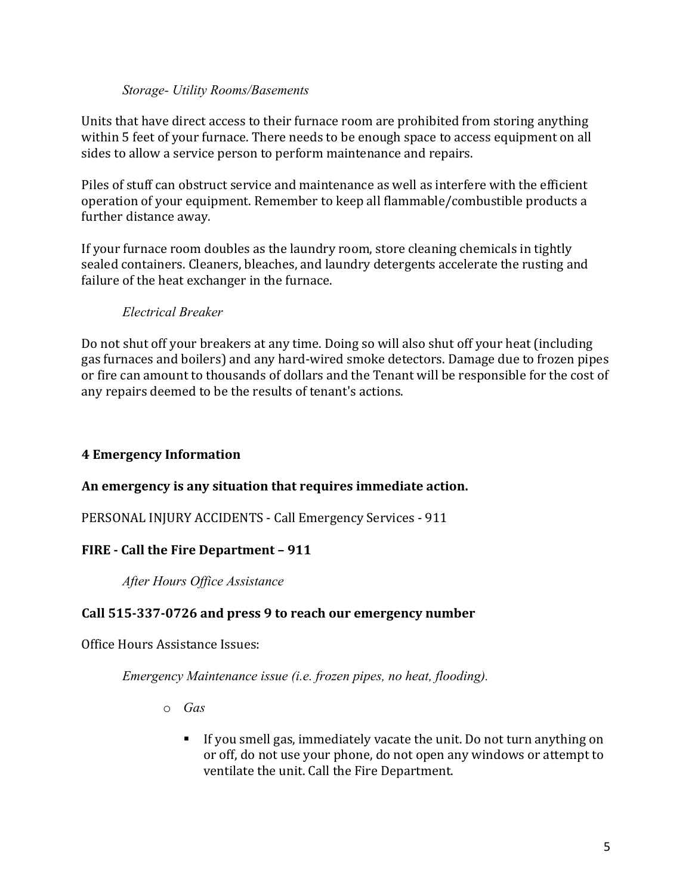*Storage- Utility Rooms/Basements*

Units that have direct access to their furnace room are prohibited from storing anything within 5 feet of your furnace. There needs to be enough space to access equipment on all sides to allow a service person to perform maintenance and repairs.

Piles of stuff can obstruct service and maintenance as well as interfere with the efficient operation of your equipment. Remember to keep all flammable/combustible products a further distance away.

If your furnace room doubles as the laundry room, store cleaning chemicals in tightly sealed containers. Cleaners, bleaches, and laundry detergents accelerate the rusting and failure of the heat exchanger in the furnace.

*Electrical Breaker*

Do not shut off your breakers at any time. Doing so will also shut off your heat (including gas furnaces and boilers) and any hard-wired smoke detectors. Damage due to frozen pipes or fire can amount to thousands of dollars and the Tenant will be responsible for the cost of any repairs deemed to be the results of tenant's actions.

## 4 Emergency Information

**An emergency is any situation that requires immediate action.**

PERSONAL INJURY ACCIDENTS - Call Emergency Services - 911

**FIRE - Call the Fire Department – 911**

*After Hours Office Assistance*

**Call 515-337-0726 and press 9 to reach our emergency number**

Office Hours Assistance Issues:

*Emergency Maintenance issue (i.e. frozen pipes, no heat, flooding).*

- *Gas*
  - If you smell gas, immediately vacate the unit. Do not turn anything on or off, do not use your phone, do not open any windows or attempt to ventilate the unit. Call the Fire Department.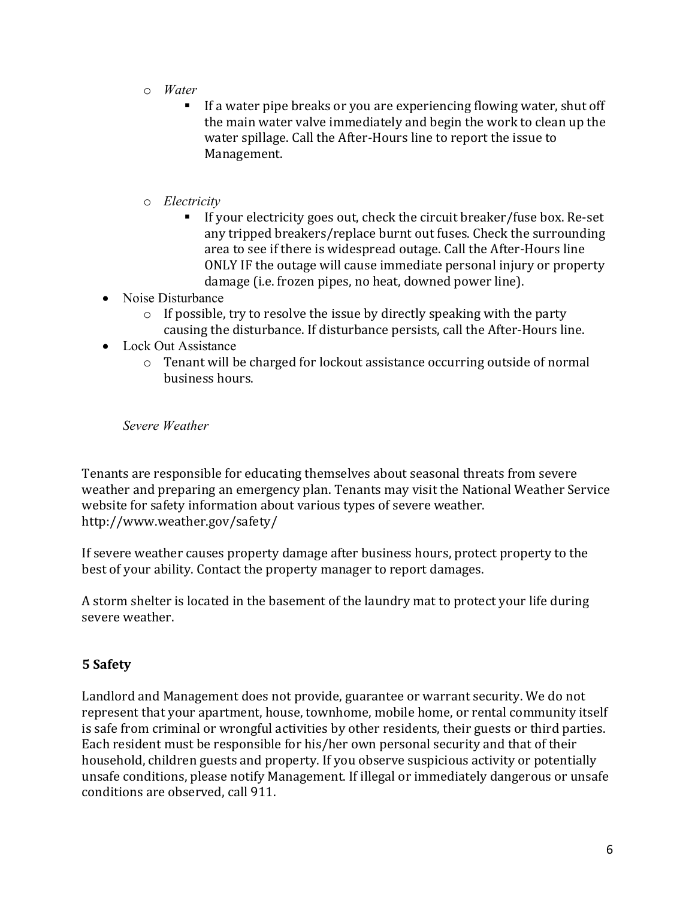- *Water*
  - If a water pipe breaks or you are experiencing flowing water, shut off the main water valve immediately and begin the work to clean up the water spillage. Call the After-Hours line to report the issue to Management.

- *Electricity*
  - If your electricity goes out, check the circuit breaker/fuse box. Re-set any tripped breakers/replace burnt out fuses. Check the surrounding area to see if there is widespread outage. Call the After-Hours line ONLY IF the outage will cause immediate personal injury or property damage (i.e. frozen pipes, no heat, downed power line).

- Noise Disturbance
  - If possible, try to resolve the issue by directly speaking with the party causing the disturbance. If disturbance persists, call the After-Hours line.
- Lock Out Assistance
  - Tenant will be charged for lockout assistance occurring outside of normal business hours.

*Severe Weather*

Tenants are responsible for educating themselves about seasonal threats from severe weather and preparing an emergency plan. Tenants may visit the National Weather Service website for safety information about various types of severe weather. http://www.weather.gov/safety/

If severe weather causes property damage after business hours, protect property to the best of your ability. Contact the property manager to report damages.

A storm shelter is located in the basement of the laundry mat to protect your life during severe weather.

## 5 Safety

Landlord and Management does not provide, guarantee or warrant security. We do not represent that your apartment, house, townhome, mobile home, or rental community itself is safe from criminal or wrongful activities by other residents, their guests or third parties. Each resident must be responsible for his/her own personal security and that of their household, children guests and property. If you observe suspicious activity or potentially unsafe conditions, please notify Management. If illegal or immediately dangerous or unsafe conditions are observed, call 911.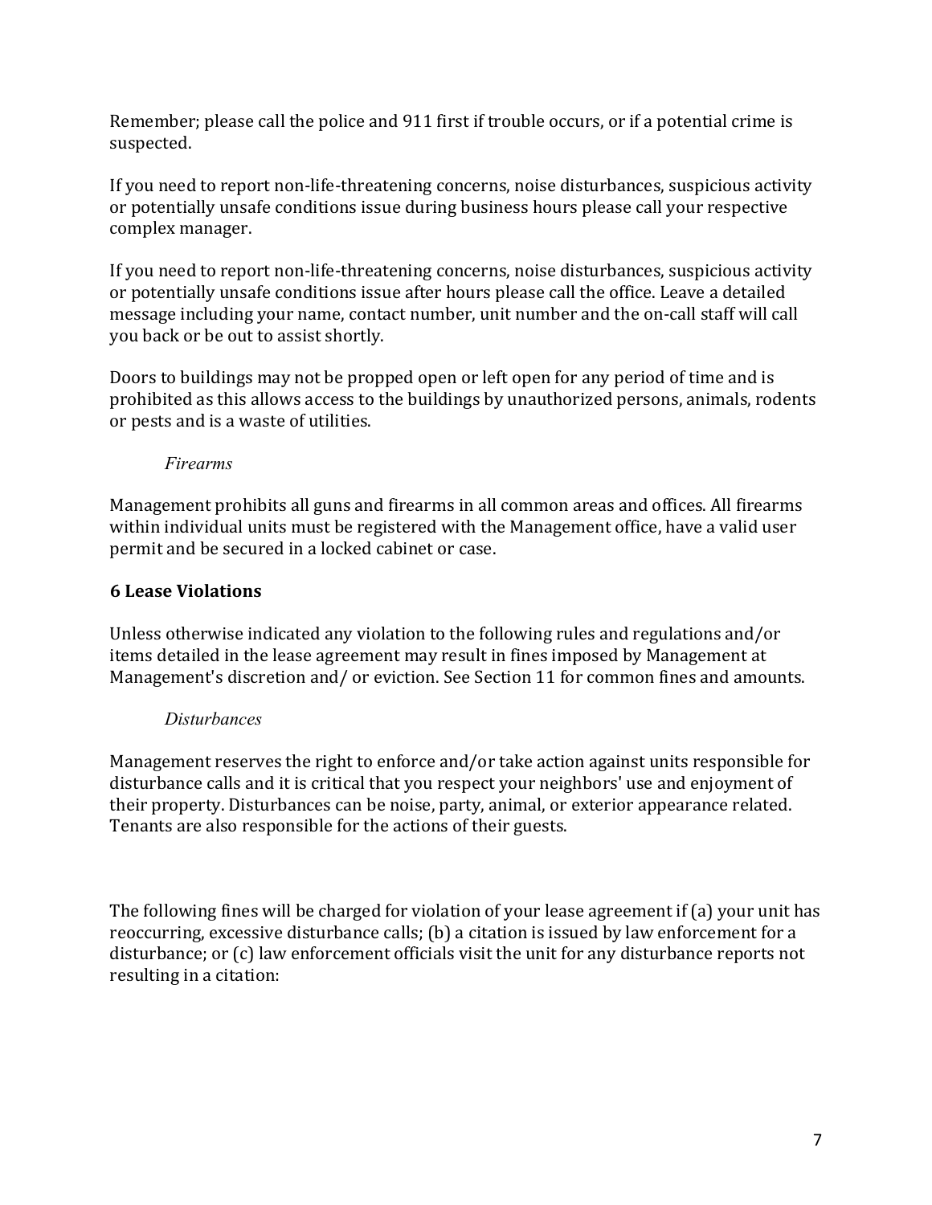Remember; please call the police and 911 first if trouble occurs, or if a potential crime is suspected.

If you need to report non-life-threatening concerns, noise disturbances, suspicious activity or potentially unsafe conditions issue during business hours please call your respective complex manager.

If you need to report non-life-threatening concerns, noise disturbances, suspicious activity or potentially unsafe conditions issue after hours please call the office. Leave a detailed message including your name, contact number, unit number and the on-call staff will call you back or be out to assist shortly.

Doors to buildings may not be propped open or left open for any period of time and is prohibited as this allows access to the buildings by unauthorized persons, animals, rodents or pests and is a waste of utilities.

*Firearms*

Management prohibits all guns and firearms in all common areas and offices. All firearms within individual units must be registered with the Management office, have a valid user permit and be secured in a locked cabinet or case.

## 6 Lease Violations

Unless otherwise indicated any violation to the following rules and regulations and/or items detailed in the lease agreement may result in fines imposed by Management at Management's discretion and/ or eviction. See Section 11 for common fines and amounts.

*Disturbances*

Management reserves the right to enforce and/or take action against units responsible for disturbance calls and it is critical that you respect your neighbors' use and enjoyment of their property. Disturbances can be noise, party, animal, or exterior appearance related. Tenants are also responsible for the actions of their guests.

The following fines will be charged for violation of your lease agreement if (a) your unit has reoccurring, excessive disturbance calls; (b) a citation is issued by law enforcement for a disturbance; or (c) law enforcement officials visit the unit for any disturbance reports not resulting in a citation: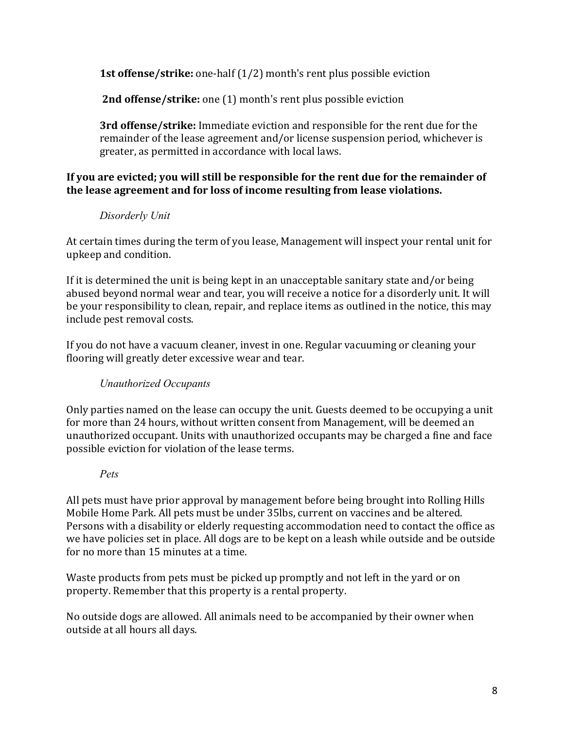**1st offense/strike:** one-half (1/2) month's rent plus possible eviction

**2nd offense/strike:** one (1) month's rent plus possible eviction

**3rd offense/strike:** Immediate eviction and responsible for the rent due for the remainder of the lease agreement and/or license suspension period, whichever is greater, as permitted in accordance with local laws.

**If you are evicted; you will still be responsible for the rent due for the remainder of the lease agreement and for loss of income resulting from lease violations.**

*Disorderly Unit*

At certain times during the term of you lease, Management will inspect your rental unit for upkeep and condition.

If it is determined the unit is being kept in an unacceptable sanitary state and/or being abused beyond normal wear and tear, you will receive a notice for a disorderly unit. It will be your responsibility to clean, repair, and replace items as outlined in the notice, this may include pest removal costs.

If you do not have a vacuum cleaner, invest in one. Regular vacuuming or cleaning your flooring will greatly deter excessive wear and tear.

*Unauthorized Occupants*

Only parties named on the lease can occupy the unit. Guests deemed to be occupying a unit for more than 24 hours, without written consent from Management, will be deemed an unauthorized occupant. Units with unauthorized occupants may be charged a fine and face possible eviction for violation of the lease terms.

*Pets*

All pets must have prior approval by management before being brought into Rolling Hills Mobile Home Park. All pets must be under 35lbs, current on vaccines and be altered. Persons with a disability or elderly requesting accommodation need to contact the office as we have policies set in place. All dogs are to be kept on a leash while outside and be outside for no more than 15 minutes at a time.

Waste products from pets must be picked up promptly and not left in the yard or on property. Remember that this property is a rental property.

No outside dogs are allowed. All animals need to be accompanied by their owner when outside at all hours all days.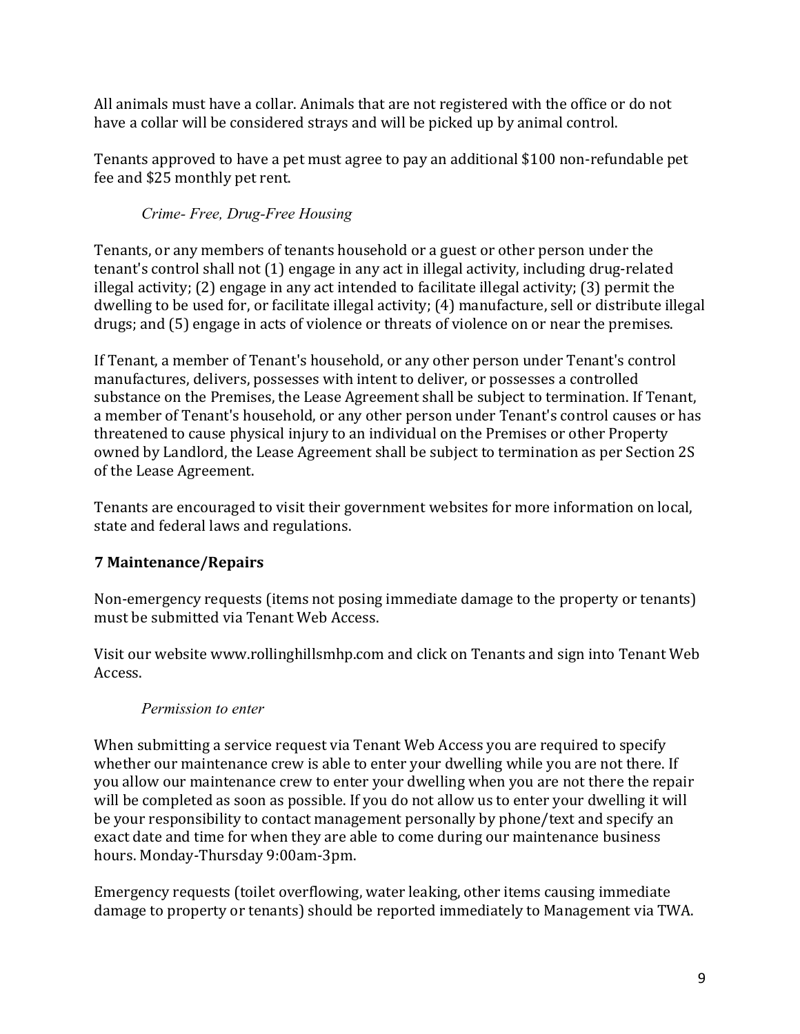All animals must have a collar. Animals that are not registered with the office or do not have a collar will be considered strays and will be picked up by animal control.

Tenants approved to have a pet must agree to pay an additional $100 non-refundable pet fee and $25 monthly pet rent.

*Crime- Free, Drug-Free Housing*

Tenants, or any members of tenants household or a guest or other person under the tenant's control shall not (1) engage in any act in illegal activity, including drug-related illegal activity; (2) engage in any act intended to facilitate illegal activity; (3) permit the dwelling to be used for, or facilitate illegal activity; (4) manufacture, sell or distribute illegal drugs; and (5) engage in acts of violence or threats of violence on or near the premises.

If Tenant, a member of Tenant's household, or any other person under Tenant's control manufactures, delivers, possesses with intent to deliver, or possesses a controlled substance on the Premises, the Lease Agreement shall be subject to termination. If Tenant, a member of Tenant's household, or any other person under Tenant's control causes or has threatened to cause physical injury to an individual on the Premises or other Property owned by Landlord, the Lease Agreement shall be subject to termination as per Section 2S of the Lease Agreement.

Tenants are encouraged to visit their government websites for more information on local, state and federal laws and regulations.

## 7 Maintenance/Repairs

Non-emergency requests (items not posing immediate damage to the property or tenants) must be submitted via Tenant Web Access.

Visit our website www.rollinghillsmhp.com and click on Tenants and sign into Tenant Web Access.

*Permission to enter*

When submitting a service request via Tenant Web Access you are required to specify whether our maintenance crew is able to enter your dwelling while you are not there. If you allow our maintenance crew to enter your dwelling when you are not there the repair will be completed as soon as possible. If you do not allow us to enter your dwelling it will be your responsibility to contact management personally by phone/text and specify an exact date and time for when they are able to come during our maintenance business hours. Monday-Thursday 9:00am-3pm.

Emergency requests (toilet overflowing, water leaking, other items causing immediate damage to property or tenants) should be reported immediately to Management via TWA.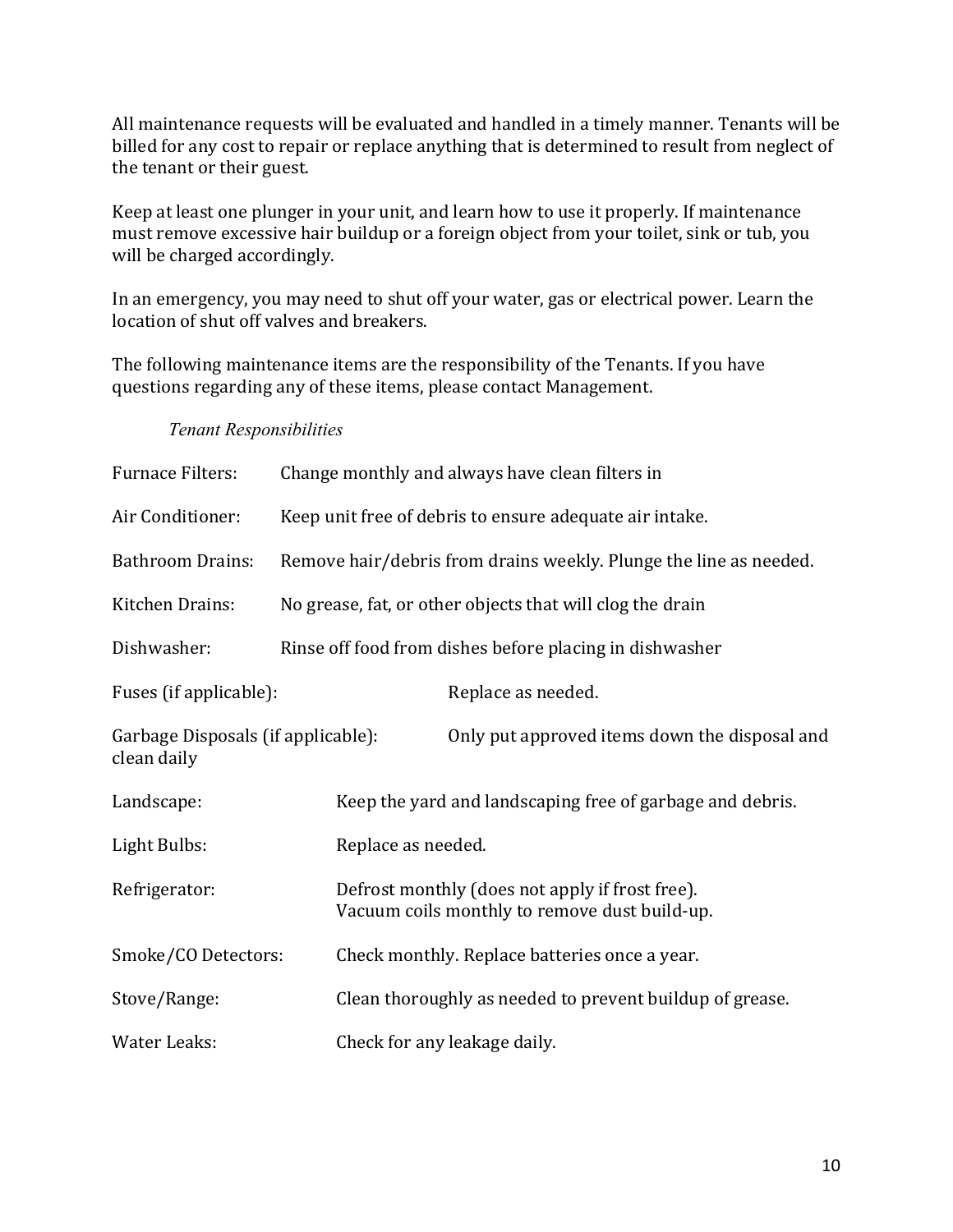All maintenance requests will be evaluated and handled in a timely manner. Tenants will be billed for any cost to repair or replace anything that is determined to result from neglect of the tenant or their guest.

Keep at least one plunger in your unit, and learn how to use it properly. If maintenance must remove excessive hair buildup or a foreign object from your toilet, sink or tub, you will be charged accordingly.

In an emergency, you may need to shut off your water, gas or electrical power. Learn the location of shut off valves and breakers.

The following maintenance items are the responsibility of the Tenants. If you have questions regarding any of these items, please contact Management.

*Tenant Responsibilities*

| | |
|---|---|
| Furnace Filters: | Change monthly and always have clean filters in |
| Air Conditioner: | Keep unit free of debris to ensure adequate air intake. |
| Bathroom Drains: | Remove hair/debris from drains weekly. Plunge the line as needed. |
| Kitchen Drains: | No grease, fat, or other objects that will clog the drain |
| Dishwasher: | Rinse off food from dishes before placing in dishwasher |
| Fuses (if applicable): | Replace as needed. |
| Garbage Disposals (if applicable): | Only put approved items down the disposal and clean daily |
| Landscape: | Keep the yard and landscaping free of garbage and debris. |
| Light Bulbs: | Replace as needed. |
| Refrigerator: | Defrost monthly (does not apply if frost free). Vacuum coils monthly to remove dust build-up. |
| Smoke/CO Detectors: | Check monthly. Replace batteries once a year. |
| Stove/Range: | Clean thoroughly as needed to prevent buildup of grease. |
| Water Leaks: | Check for any leakage daily. |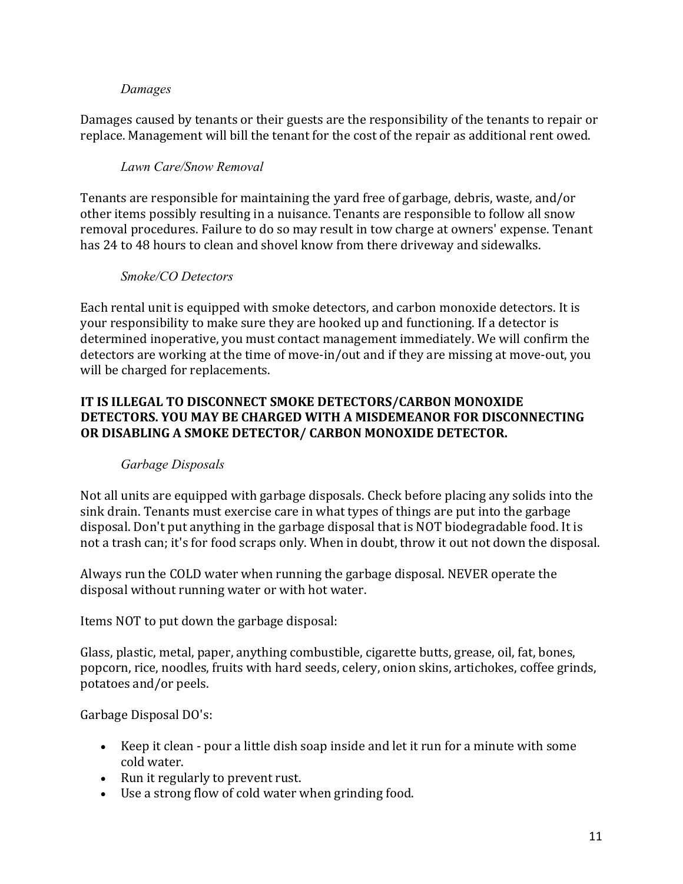### *Damages*

Damages caused by tenants or their guests are the responsibility of the tenants to repair or replace. Management will bill the tenant for the cost of the repair as additional rent owed.

### *Lawn Care/Snow Removal*

Tenants are responsible for maintaining the yard free of garbage, debris, waste, and/or other items possibly resulting in a nuisance. Tenants are responsible to follow all snow removal procedures. Failure to do so may result in tow charge at owners' expense. Tenant has 24 to 48 hours to clean and shovel know from there driveway and sidewalks.

### *Smoke/CO Detectors*

Each rental unit is equipped with smoke detectors, and carbon monoxide detectors. It is your responsibility to make sure they are hooked up and functioning. If a detector is determined inoperative, you must contact management immediately. We will confirm the detectors are working at the time of move-in/out and if they are missing at move-out, you will be charged for replacements.

**IT IS ILLEGAL TO DISCONNECT SMOKE DETECTORS/CARBON MONOXIDE DETECTORS. YOU MAY BE CHARGED WITH A MISDEMEANOR FOR DISCONNECTING OR DISABLING A SMOKE DETECTOR/ CARBON MONOXIDE DETECTOR.**

### *Garbage Disposals*

Not all units are equipped with garbage disposals. Check before placing any solids into the sink drain. Tenants must exercise care in what types of things are put into the garbage disposal. Don't put anything in the garbage disposal that is NOT biodegradable food. It is not a trash can; it's for food scraps only. When in doubt, throw it out not down the disposal.

Always run the COLD water when running the garbage disposal. NEVER operate the disposal without running water or with hot water.

Items NOT to put down the garbage disposal:

Glass, plastic, metal, paper, anything combustible, cigarette butts, grease, oil, fat, bones, popcorn, rice, noodles, fruits with hard seeds, celery, onion skins, artichokes, coffee grinds, potatoes and/or peels.

Garbage Disposal DO's:

- Keep it clean - pour a little dish soap inside and let it run for a minute with some cold water.
- Run it regularly to prevent rust.
- Use a strong flow of cold water when grinding food.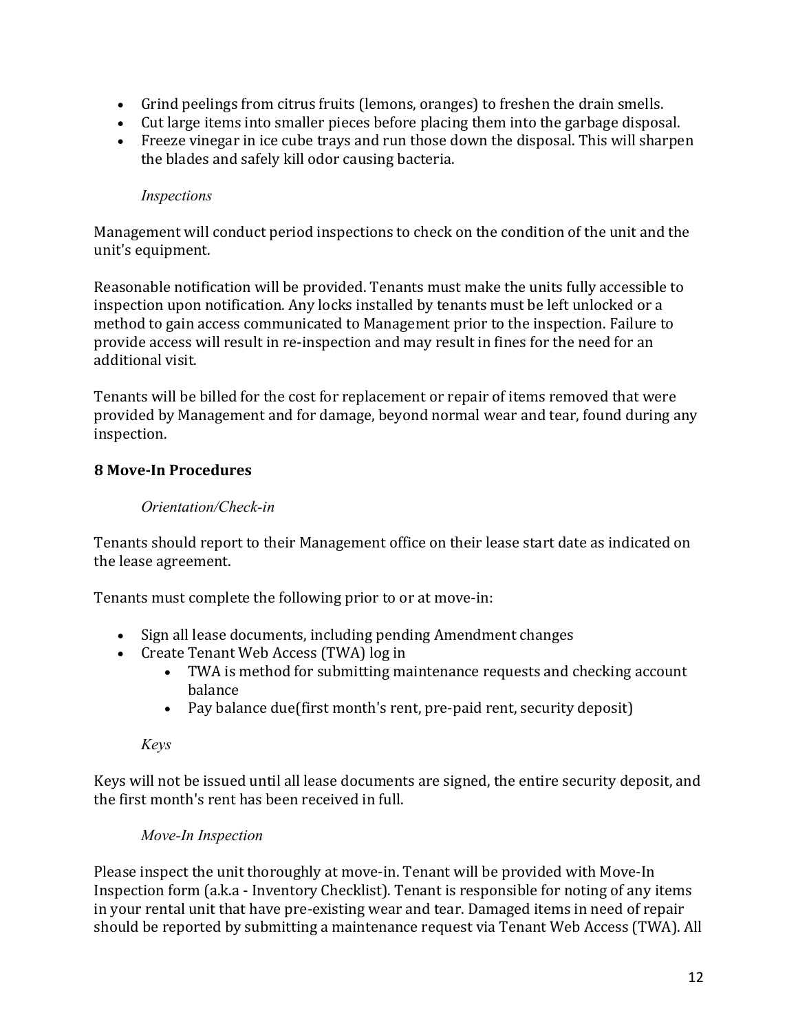- Grind peelings from citrus fruits (lemons, oranges) to freshen the drain smells.
- Cut large items into smaller pieces before placing them into the garbage disposal.
- Freeze vinegar in ice cube trays and run those down the disposal. This will sharpen the blades and safely kill odor causing bacteria.

*Inspections*

Management will conduct period inspections to check on the condition of the unit and the unit's equipment.

Reasonable notification will be provided. Tenants must make the units fully accessible to inspection upon notification. Any locks installed by tenants must be left unlocked or a method to gain access communicated to Management prior to the inspection. Failure to provide access will result in re-inspection and may result in fines for the need for an additional visit.

Tenants will be billed for the cost for replacement or repair of items removed that were provided by Management and for damage, beyond normal wear and tear, found during any inspection.

## 8 Move-In Procedures

*Orientation/Check-in*

Tenants should report to their Management office on their lease start date as indicated on the lease agreement.

Tenants must complete the following prior to or at move-in:

- Sign all lease documents, including pending Amendment changes
- Create Tenant Web Access (TWA) log in
  - TWA is method for submitting maintenance requests and checking account balance
  - Pay balance due(first month's rent, pre-paid rent, security deposit)

*Keys*

Keys will not be issued until all lease documents are signed, the entire security deposit, and the first month's rent has been received in full.

*Move-In Inspection*

Please inspect the unit thoroughly at move-in. Tenant will be provided with Move-In Inspection form (a.k.a - Inventory Checklist). Tenant is responsible for noting of any items in your rental unit that have pre-existing wear and tear. Damaged items in need of repair should be reported by submitting a maintenance request via Tenant Web Access (TWA). All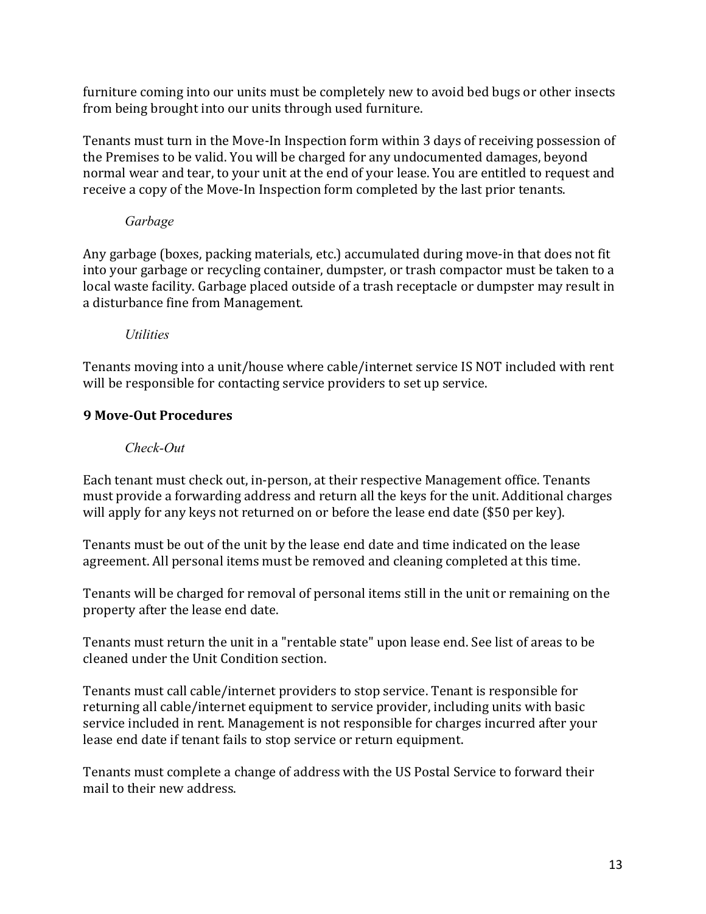furniture coming into our units must be completely new to avoid bed bugs or other insects from being brought into our units through used furniture.

Tenants must turn in the Move-In Inspection form within 3 days of receiving possession of the Premises to be valid. You will be charged for any undocumented damages, beyond normal wear and tear, to your unit at the end of your lease. You are entitled to request and receive a copy of the Move-In Inspection form completed by the last prior tenants.

*Garbage*

Any garbage (boxes, packing materials, etc.) accumulated during move-in that does not fit into your garbage or recycling container, dumpster, or trash compactor must be taken to a local waste facility. Garbage placed outside of a trash receptacle or dumpster may result in a disturbance fine from Management.

*Utilities*

Tenants moving into a unit/house where cable/internet service IS NOT included with rent will be responsible for contacting service providers to set up service.

## 9 Move-Out Procedures

*Check-Out*

Each tenant must check out, in-person, at their respective Management office. Tenants must provide a forwarding address and return all the keys for the unit. Additional charges will apply for any keys not returned on or before the lease end date ($50 per key).

Tenants must be out of the unit by the lease end date and time indicated on the lease agreement. All personal items must be removed and cleaning completed at this time.

Tenants will be charged for removal of personal items still in the unit or remaining on the property after the lease end date.

Tenants must return the unit in a "rentable state" upon lease end. See list of areas to be cleaned under the Unit Condition section.

Tenants must call cable/internet providers to stop service. Tenant is responsible for returning all cable/internet equipment to service provider, including units with basic service included in rent. Management is not responsible for charges incurred after your lease end date if tenant fails to stop service or return equipment.

Tenants must complete a change of address with the US Postal Service to forward their mail to their new address.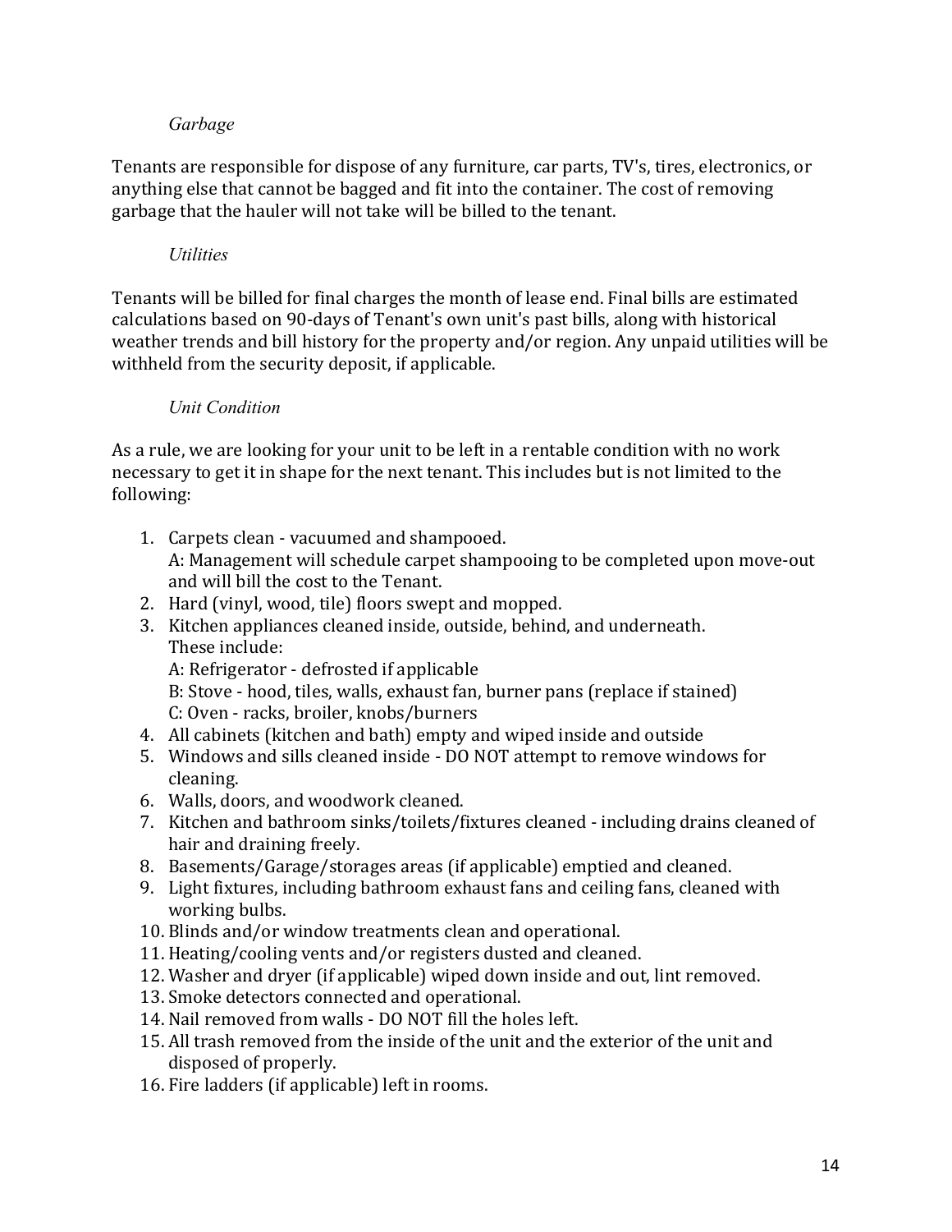*Garbage*

Tenants are responsible for dispose of any furniture, car parts, TV's, tires, electronics, or anything else that cannot be bagged and fit into the container. The cost of removing garbage that the hauler will not take will be billed to the tenant.

*Utilities*

Tenants will be billed for final charges the month of lease end. Final bills are estimated calculations based on 90-days of Tenant's own unit's past bills, along with historical weather trends and bill history for the property and/or region. Any unpaid utilities will be withheld from the security deposit, if applicable.

*Unit Condition*

As a rule, we are looking for your unit to be left in a rentable condition with no work necessary to get it in shape for the next tenant. This includes but is not limited to the following:

1. Carpets clean - vacuumed and shampooed.
   A: Management will schedule carpet shampooing to be completed upon move-out and will bill the cost to the Tenant.
2. Hard (vinyl, wood, tile) floors swept and mopped.
3. Kitchen appliances cleaned inside, outside, behind, and underneath.
   These include:
   A: Refrigerator - defrosted if applicable
   B: Stove - hood, tiles, walls, exhaust fan, burner pans (replace if stained)
   C: Oven - racks, broiler, knobs/burners
4. All cabinets (kitchen and bath) empty and wiped inside and outside
5. Windows and sills cleaned inside - DO NOT attempt to remove windows for cleaning.
6. Walls, doors, and woodwork cleaned.
7. Kitchen and bathroom sinks/toilets/fixtures cleaned - including drains cleaned of hair and draining freely.
8. Basements/Garage/storages areas (if applicable) emptied and cleaned.
9. Light fixtures, including bathroom exhaust fans and ceiling fans, cleaned with working bulbs.
10. Blinds and/or window treatments clean and operational.
11. Heating/cooling vents and/or registers dusted and cleaned.
12. Washer and dryer (if applicable) wiped down inside and out, lint removed.
13. Smoke detectors connected and operational.
14. Nail removed from walls - DO NOT fill the holes left.
15. All trash removed from the inside of the unit and the exterior of the unit and disposed of properly.
16. Fire ladders (if applicable) left in rooms.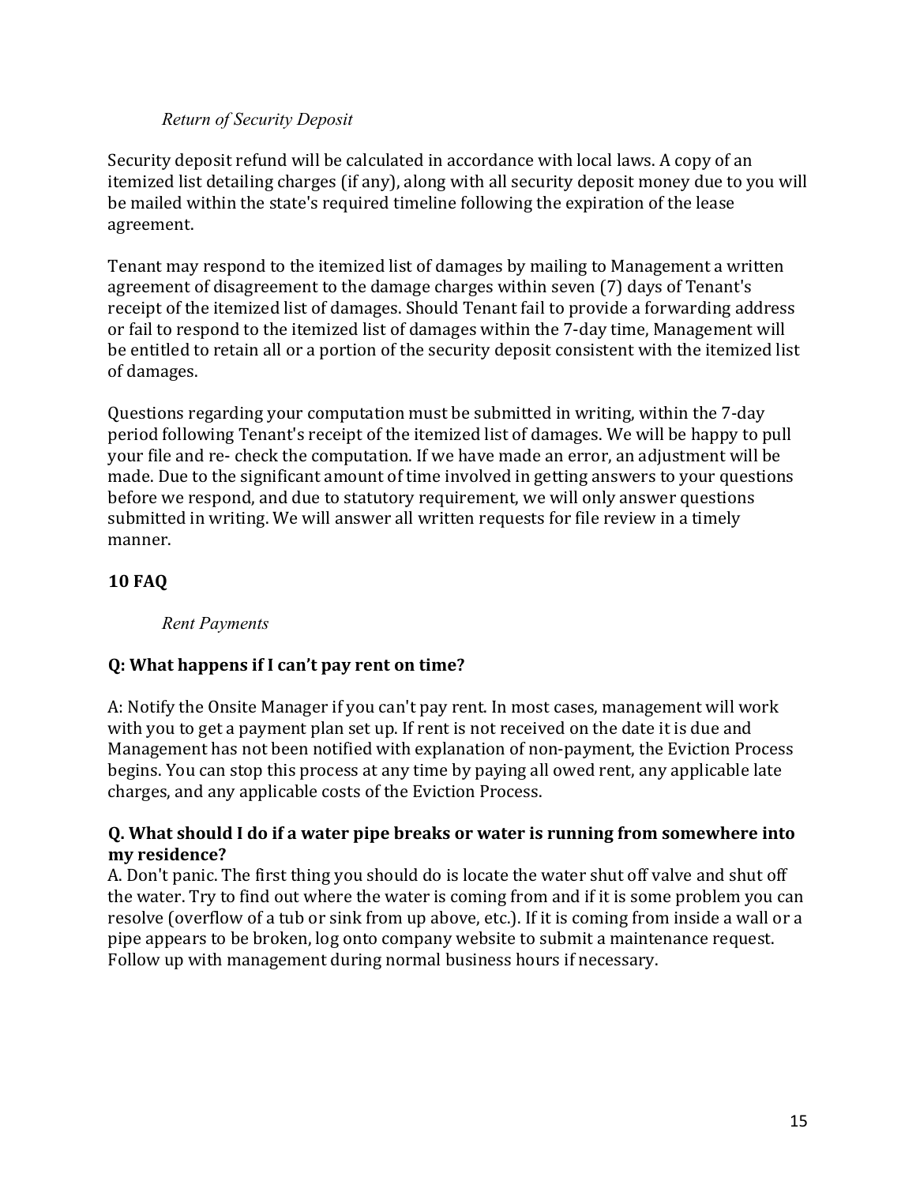*Return of Security Deposit*

Security deposit refund will be calculated in accordance with local laws. A copy of an itemized list detailing charges (if any), along with all security deposit money due to you will be mailed within the state's required timeline following the expiration of the lease agreement.

Tenant may respond to the itemized list of damages by mailing to Management a written agreement of disagreement to the damage charges within seven (7) days of Tenant's receipt of the itemized list of damages. Should Tenant fail to provide a forwarding address or fail to respond to the itemized list of damages within the 7-day time, Management will be entitled to retain all or a portion of the security deposit consistent with the itemized list of damages.

Questions regarding your computation must be submitted in writing, within the 7-day period following Tenant's receipt of the itemized list of damages. We will be happy to pull your file and re- check the computation. If we have made an error, an adjustment will be made. Due to the significant amount of time involved in getting answers to your questions before we respond, and due to statutory requirement, we will only answer questions submitted in writing. We will answer all written requests for file review in a timely manner.

## 10 FAQ

*Rent Payments*

**Q: What happens if I can't pay rent on time?**

A: Notify the Onsite Manager if you can't pay rent. In most cases, management will work with you to get a payment plan set up. If rent is not received on the date it is due and Management has not been notified with explanation of non-payment, the Eviction Process begins. You can stop this process at any time by paying all owed rent, any applicable late charges, and any applicable costs of the Eviction Process.

**Q. What should I do if a water pipe breaks or water is running from somewhere into my residence?**

A. Don't panic. The first thing you should do is locate the water shut off valve and shut off the water. Try to find out where the water is coming from and if it is some problem you can resolve (overflow of a tub or sink from up above, etc.). If it is coming from inside a wall or a pipe appears to be broken, log onto company website to submit a maintenance request. Follow up with management during normal business hours if necessary.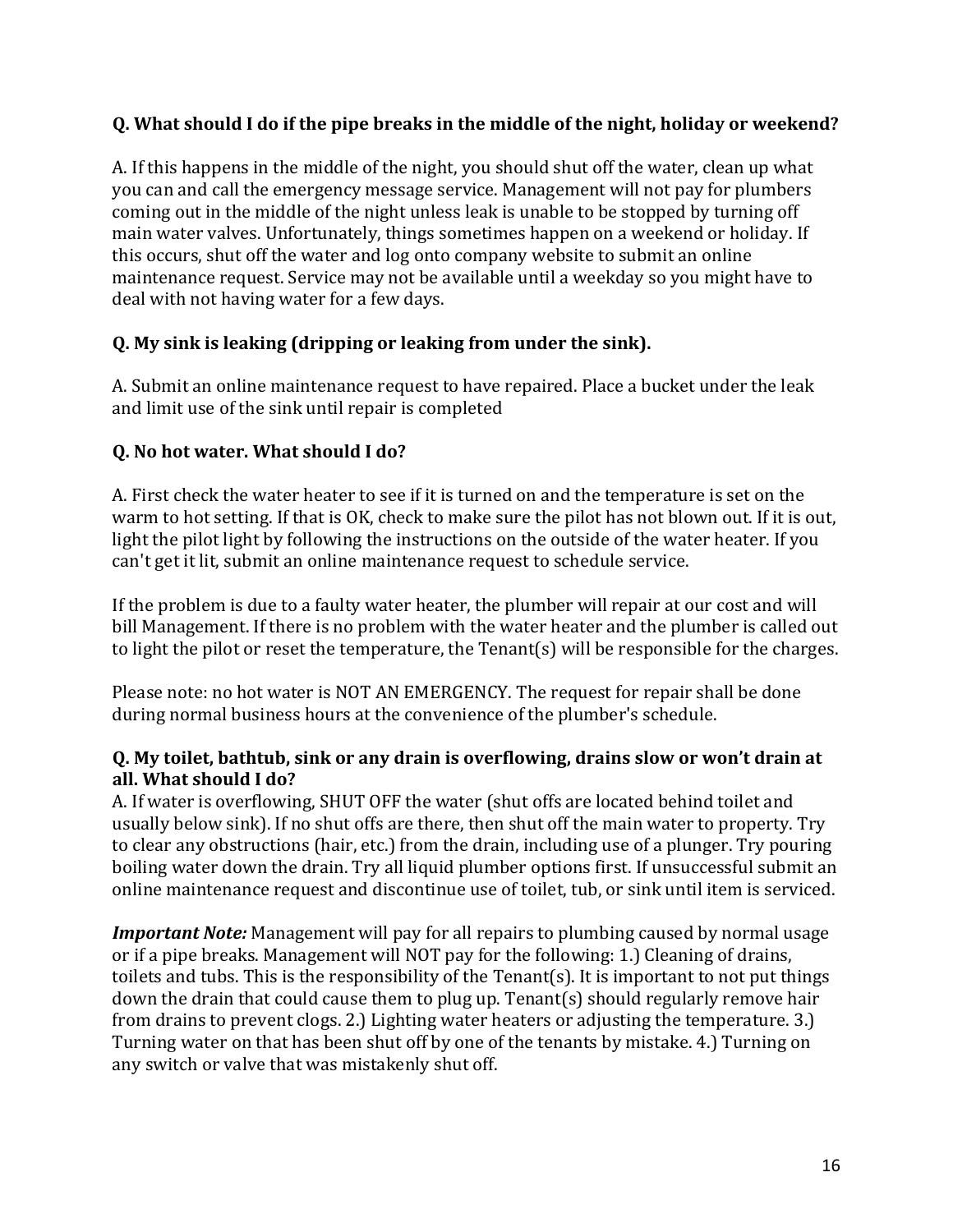**Q. What should I do if the pipe breaks in the middle of the night, holiday or weekend?**

A. If this happens in the middle of the night, you should shut off the water, clean up what you can and call the emergency message service. Management will not pay for plumbers coming out in the middle of the night unless leak is unable to be stopped by turning off main water valves. Unfortunately, things sometimes happen on a weekend or holiday. If this occurs, shut off the water and log onto company website to submit an online maintenance request. Service may not be available until a weekday so you might have to deal with not having water for a few days.

**Q. My sink is leaking (dripping or leaking from under the sink).**

A. Submit an online maintenance request to have repaired. Place a bucket under the leak and limit use of the sink until repair is completed

**Q. No hot water. What should I do?**

A. First check the water heater to see if it is turned on and the temperature is set on the warm to hot setting. If that is OK, check to make sure the pilot has not blown out. If it is out, light the pilot light by following the instructions on the outside of the water heater. If you can't get it lit, submit an online maintenance request to schedule service.

If the problem is due to a faulty water heater, the plumber will repair at our cost and will bill Management. If there is no problem with the water heater and the plumber is called out to light the pilot or reset the temperature, the Tenant(s) will be responsible for the charges.

Please note: no hot water is NOT AN EMERGENCY. The request for repair shall be done during normal business hours at the convenience of the plumber's schedule.

**Q. My toilet, bathtub, sink or any drain is overflowing, drains slow or won't drain at all. What should I do?**

A. If water is overflowing, SHUT OFF the water (shut offs are located behind toilet and usually below sink). If no shut offs are there, then shut off the main water to property. Try to clear any obstructions (hair, etc.) from the drain, including use of a plunger. Try pouring boiling water down the drain. Try all liquid plumber options first. If unsuccessful submit an online maintenance request and discontinue use of toilet, tub, or sink until item is serviced.

***Important Note:*** Management will pay for all repairs to plumbing caused by normal usage or if a pipe breaks. Management will NOT pay for the following: 1.) Cleaning of drains, toilets and tubs. This is the responsibility of the Tenant(s). It is important to not put things down the drain that could cause them to plug up. Tenant(s) should regularly remove hair from drains to prevent clogs. 2.) Lighting water heaters or adjusting the temperature. 3.) Turning water on that has been shut off by one of the tenants by mistake. 4.) Turning on any switch or valve that was mistakenly shut off.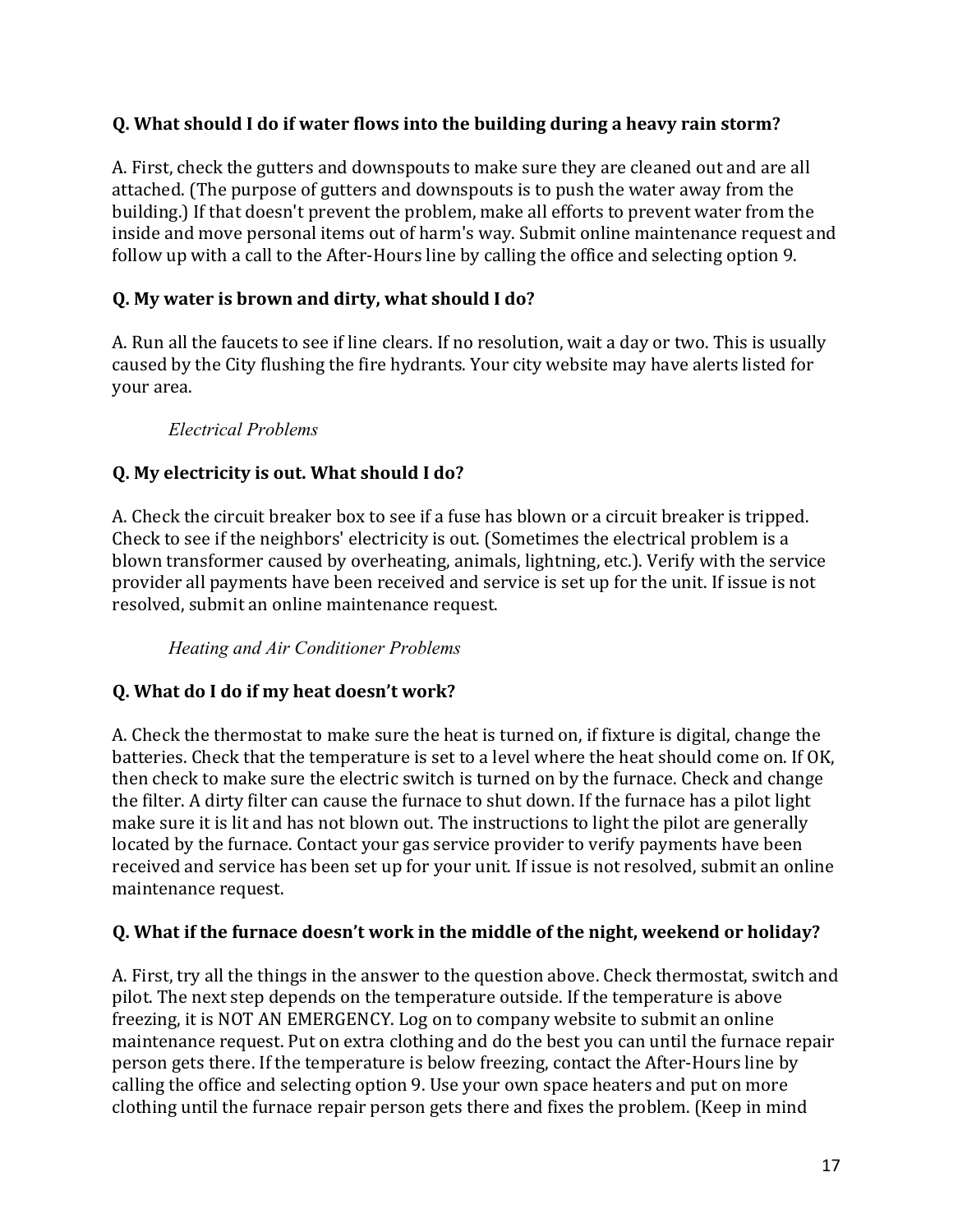**Q. What should I do if water flows into the building during a heavy rain storm?**

A. First, check the gutters and downspouts to make sure they are cleaned out and are all attached. (The purpose of gutters and downspouts is to push the water away from the building.) If that doesn't prevent the problem, make all efforts to prevent water from the inside and move personal items out of harm's way. Submit online maintenance request and follow up with a call to the After-Hours line by calling the office and selecting option 9.

**Q. My water is brown and dirty, what should I do?**

A. Run all the faucets to see if line clears. If no resolution, wait a day or two. This is usually caused by the City flushing the fire hydrants. Your city website may have alerts listed for your area.

*Electrical Problems*

**Q. My electricity is out. What should I do?**

A. Check the circuit breaker box to see if a fuse has blown or a circuit breaker is tripped. Check to see if the neighbors' electricity is out. (Sometimes the electrical problem is a blown transformer caused by overheating, animals, lightning, etc.). Verify with the service provider all payments have been received and service is set up for the unit. If issue is not resolved, submit an online maintenance request.

*Heating and Air Conditioner Problems*

**Q. What do I do if my heat doesn't work?**

A. Check the thermostat to make sure the heat is turned on, if fixture is digital, change the batteries. Check that the temperature is set to a level where the heat should come on. If OK, then check to make sure the electric switch is turned on by the furnace. Check and change the filter. A dirty filter can cause the furnace to shut down. If the furnace has a pilot light make sure it is lit and has not blown out. The instructions to light the pilot are generally located by the furnace. Contact your gas service provider to verify payments have been received and service has been set up for your unit. If issue is not resolved, submit an online maintenance request.

**Q. What if the furnace doesn't work in the middle of the night, weekend or holiday?**

A. First, try all the things in the answer to the question above. Check thermostat, switch and pilot. The next step depends on the temperature outside. If the temperature is above freezing, it is NOT AN EMERGENCY. Log on to company website to submit an online maintenance request. Put on extra clothing and do the best you can until the furnace repair person gets there. If the temperature is below freezing, contact the After-Hours line by calling the office and selecting option 9. Use your own space heaters and put on more clothing until the furnace repair person gets there and fixes the problem. (Keep in mind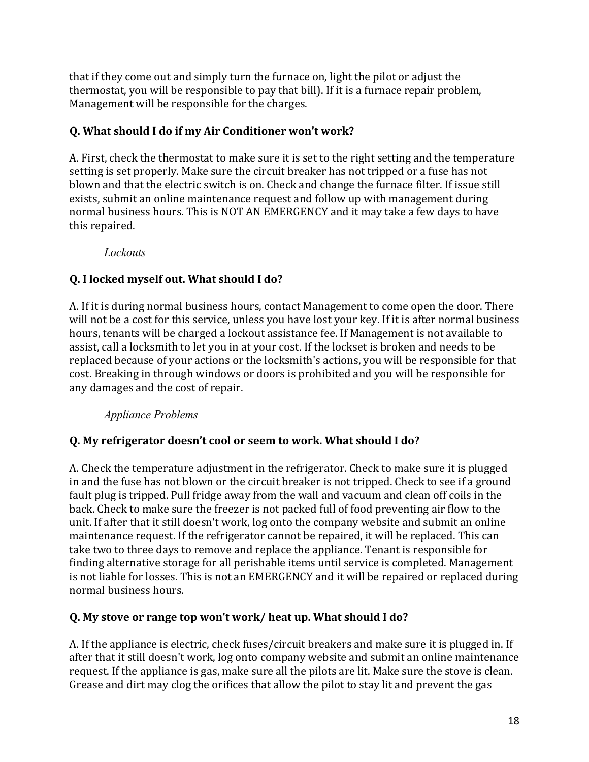that if they come out and simply turn the furnace on, light the pilot or adjust the thermostat, you will be responsible to pay that bill). If it is a furnace repair problem, Management will be responsible for the charges.

**Q. What should I do if my Air Conditioner won't work?**

A. First, check the thermostat to make sure it is set to the right setting and the temperature setting is set properly. Make sure the circuit breaker has not tripped or a fuse has not blown and that the electric switch is on. Check and change the furnace filter. If issue still exists, submit an online maintenance request and follow up with management during normal business hours. This is NOT AN EMERGENCY and it may take a few days to have this repaired.

*Lockouts*

**Q. I locked myself out. What should I do?**

A. If it is during normal business hours, contact Management to come open the door. There will not be a cost for this service, unless you have lost your key. If it is after normal business hours, tenants will be charged a lockout assistance fee. If Management is not available to assist, call a locksmith to let you in at your cost. If the lockset is broken and needs to be replaced because of your actions or the locksmith's actions, you will be responsible for that cost. Breaking in through windows or doors is prohibited and you will be responsible for any damages and the cost of repair.

*Appliance Problems*

**Q. My refrigerator doesn't cool or seem to work. What should I do?**

A. Check the temperature adjustment in the refrigerator. Check to make sure it is plugged in and the fuse has not blown or the circuit breaker is not tripped. Check to see if a ground fault plug is tripped. Pull fridge away from the wall and vacuum and clean off coils in the back. Check to make sure the freezer is not packed full of food preventing air flow to the unit. If after that it still doesn't work, log onto the company website and submit an online maintenance request. If the refrigerator cannot be repaired, it will be replaced. This can take two to three days to remove and replace the appliance. Tenant is responsible for finding alternative storage for all perishable items until service is completed. Management is not liable for losses. This is not an EMERGENCY and it will be repaired or replaced during normal business hours.

**Q. My stove or range top won't work/ heat up. What should I do?**

A. If the appliance is electric, check fuses/circuit breakers and make sure it is plugged in. If after that it still doesn't work, log onto company website and submit an online maintenance request. If the appliance is gas, make sure all the pilots are lit. Make sure the stove is clean. Grease and dirt may clog the orifices that allow the pilot to stay lit and prevent the gas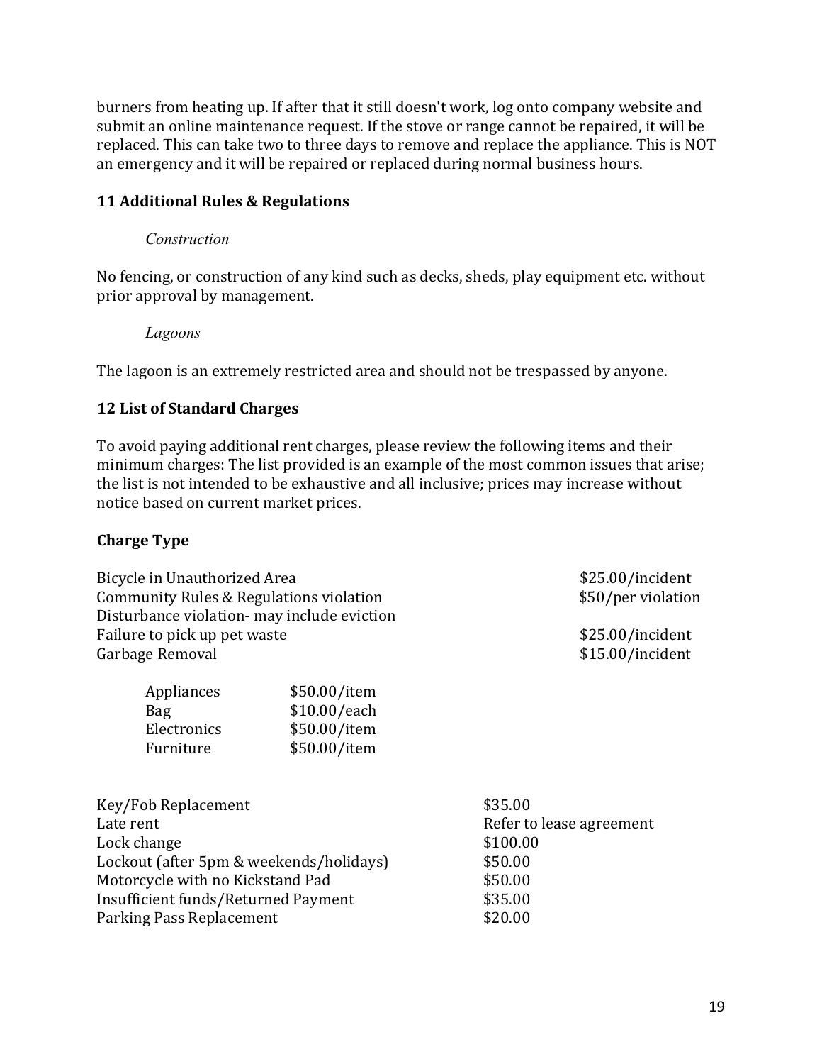burners from heating up. If after that it still doesn't work, log onto company website and submit an online maintenance request. If the stove or range cannot be repaired, it will be replaced. This can take two to three days to remove and replace the appliance. This is NOT an emergency and it will be repaired or replaced during normal business hours.

## 11 Additional Rules & Regulations

*Construction*

No fencing, or construction of any kind such as decks, sheds, play equipment etc. without prior approval by management.

*Lagoons*

The lagoon is an extremely restricted area and should not be trespassed by anyone.

## 12 List of Standard Charges

To avoid paying additional rent charges, please review the following items and their minimum charges: The list provided is an example of the most common issues that arise; the list is not intended to be exhaustive and all inclusive; prices may increase without notice based on current market prices.

**Charge Type**

| Charge Type | Charge |
|---|---|
| Bicycle in Unauthorized Area | $25.00/incident |
| Community Rules & Regulations violation | $50/per violation |
| Disturbance violation- may include eviction | |
| Failure to pick up pet waste | $25.00/incident |
| Garbage Removal | $15.00/incident |

| Item | Charge |
|---|---|
| Appliances | $50.00/item |
| Bag | $10.00/each |
| Electronics | $50.00/item |
| Furniture | $50.00/item |

| Charge Type | Charge |
|---|---|
| Key/Fob Replacement | $35.00 |
| Late rent | Refer to lease agreement |
| Lock change | $100.00 |
| Lockout (after 5pm & weekends/holidays) | $50.00 |
| Motorcycle with no Kickstand Pad | $50.00 |
| Insufficient funds/Returned Payment | $35.00 |
| Parking Pass Replacement | $20.00 |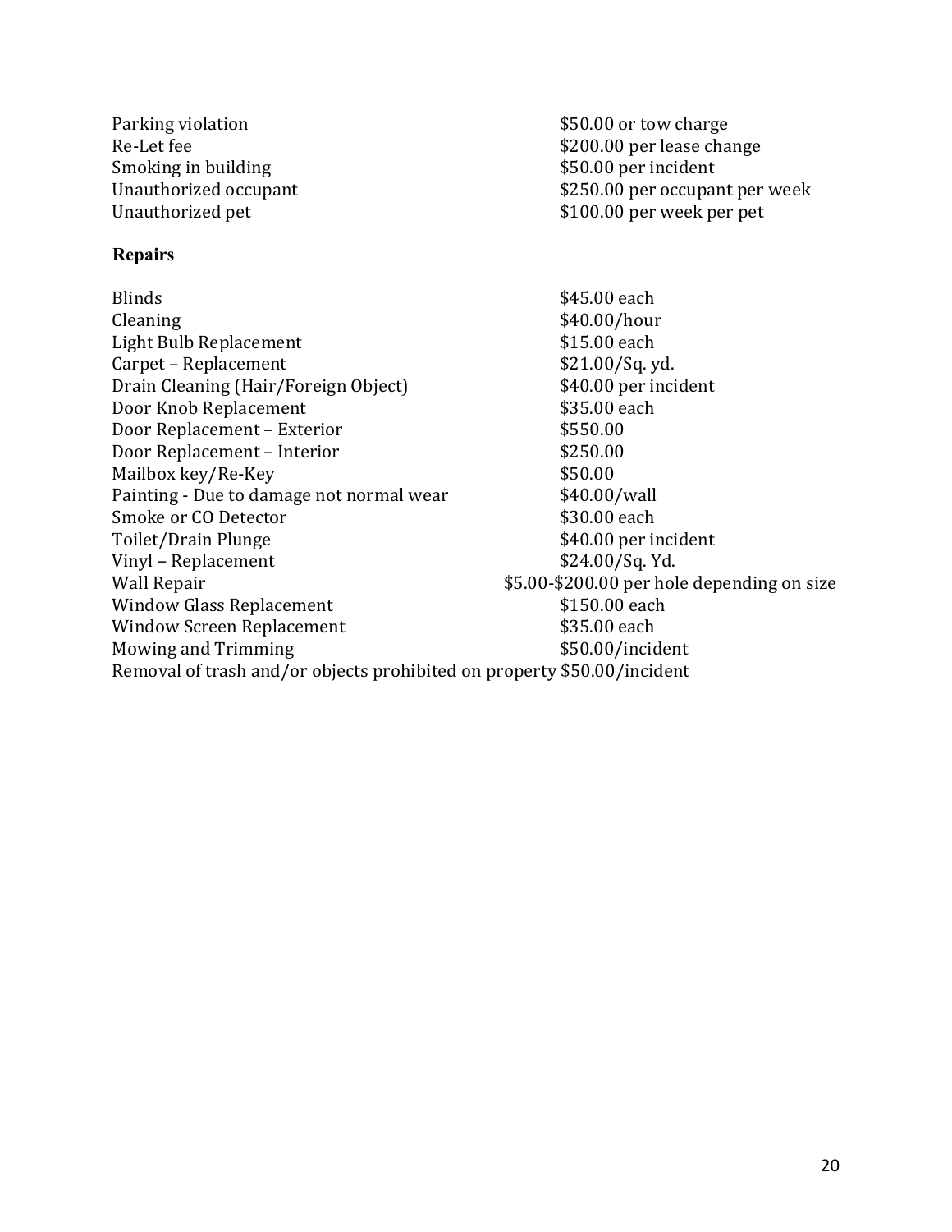| | |
|---|---|
| Parking violation | $50.00 or tow charge |
| Re-Let fee | $200.00 per lease change |
| Smoking in building | $50.00 per incident |
| Unauthorized occupant | $250.00 per occupant per week |
| Unauthorized pet | $100.00 per week per pet |

**Repairs**

| | |
|---|---|
| Blinds | $45.00 each |
| Cleaning | $40.00/hour |
| Light Bulb Replacement | $15.00 each |
| Carpet – Replacement | $21.00/Sq. yd. |
| Drain Cleaning (Hair/Foreign Object) | $40.00 per incident |
| Door Knob Replacement | $35.00 each |
| Door Replacement – Exterior | $550.00 |
| Door Replacement – Interior | $250.00 |
| Mailbox key/Re-Key | $50.00 |
| Painting - Due to damage not normal wear | $40.00/wall |
| Smoke or CO Detector | $30.00 each |
| Toilet/Drain Plunge | $40.00 per incident |
| Vinyl – Replacement | $24.00/Sq. Yd. |
| Wall Repair | $5.00-$200.00 per hole depending on size |
| Window Glass Replacement | $150.00 each |
| Window Screen Replacement | $35.00 each |
| Mowing and Trimming | $50.00/incident |
| Removal of trash and/or objects prohibited on property | $50.00/incident |